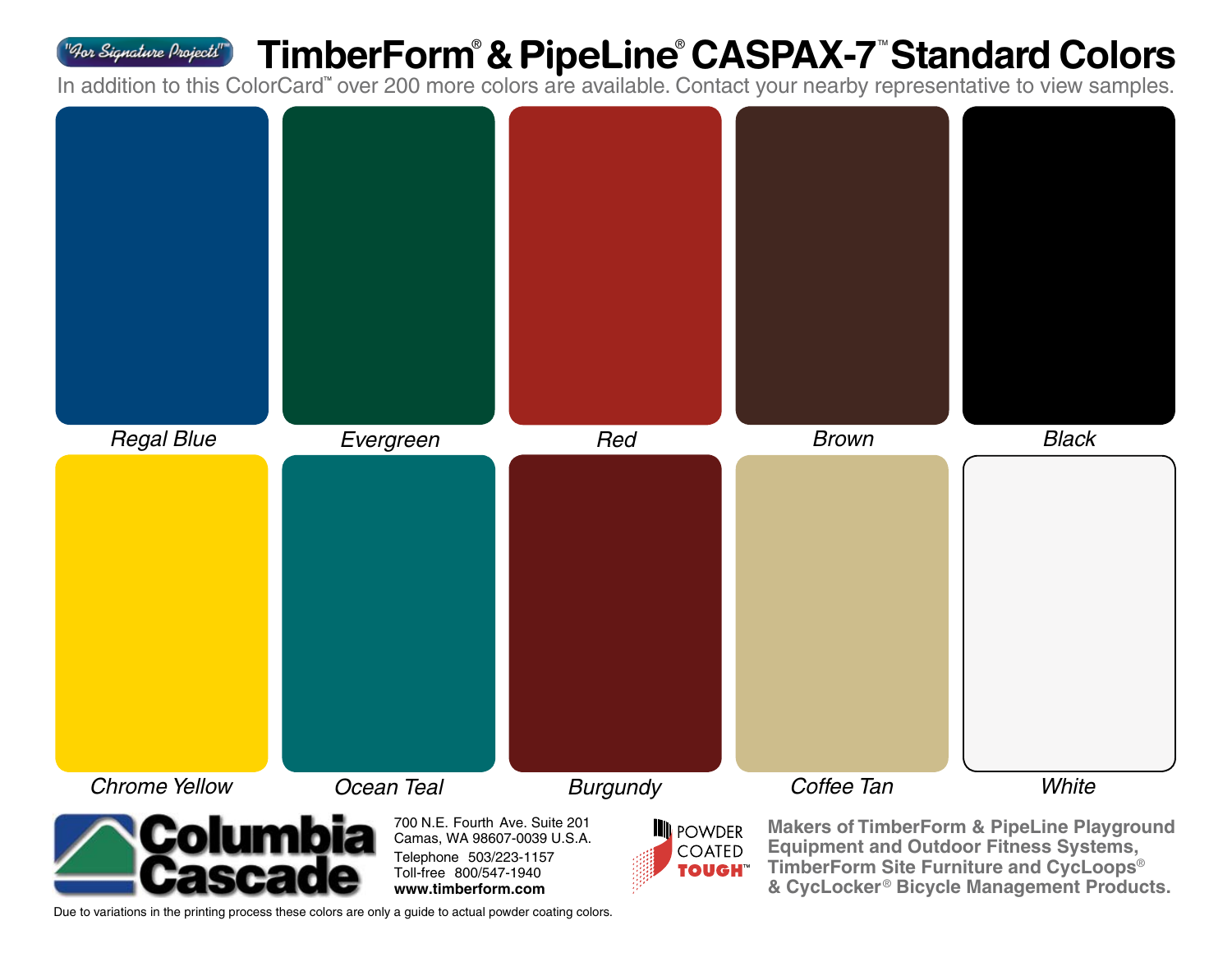"For Signature Projects!"™

# TimberForm® & PipeLine® CASPAX-7™ Standard Colors

In addition to this ColorCard™ over 200 more colors are available. Contact your nearby representative to view samples.

*Regal Blue*

*Evergreen*

*Red*

*Brown*

*Black*

*Chrome Yellow*

*Ocean Teal*

*Burgundy*

*Coffee Tan*

*White*

Columbia Cascade

700 N.E. Fourth Ave. Suite 201
Camas, WA 98607-0039 U.S.A.
Telephone 503/223-1157
Toll-free 800/547-1940
**www.timberform.com**

POWDER COATED TOUGH™

**Makers of TimberForm & PipeLine Playground Equipment and Outdoor Fitness Systems, TimberForm Site Furniture and CycLoops® & CycLocker® Bicycle Management Products.**

Due to variations in the printing process these colors are only a guide to actual powder coating colors.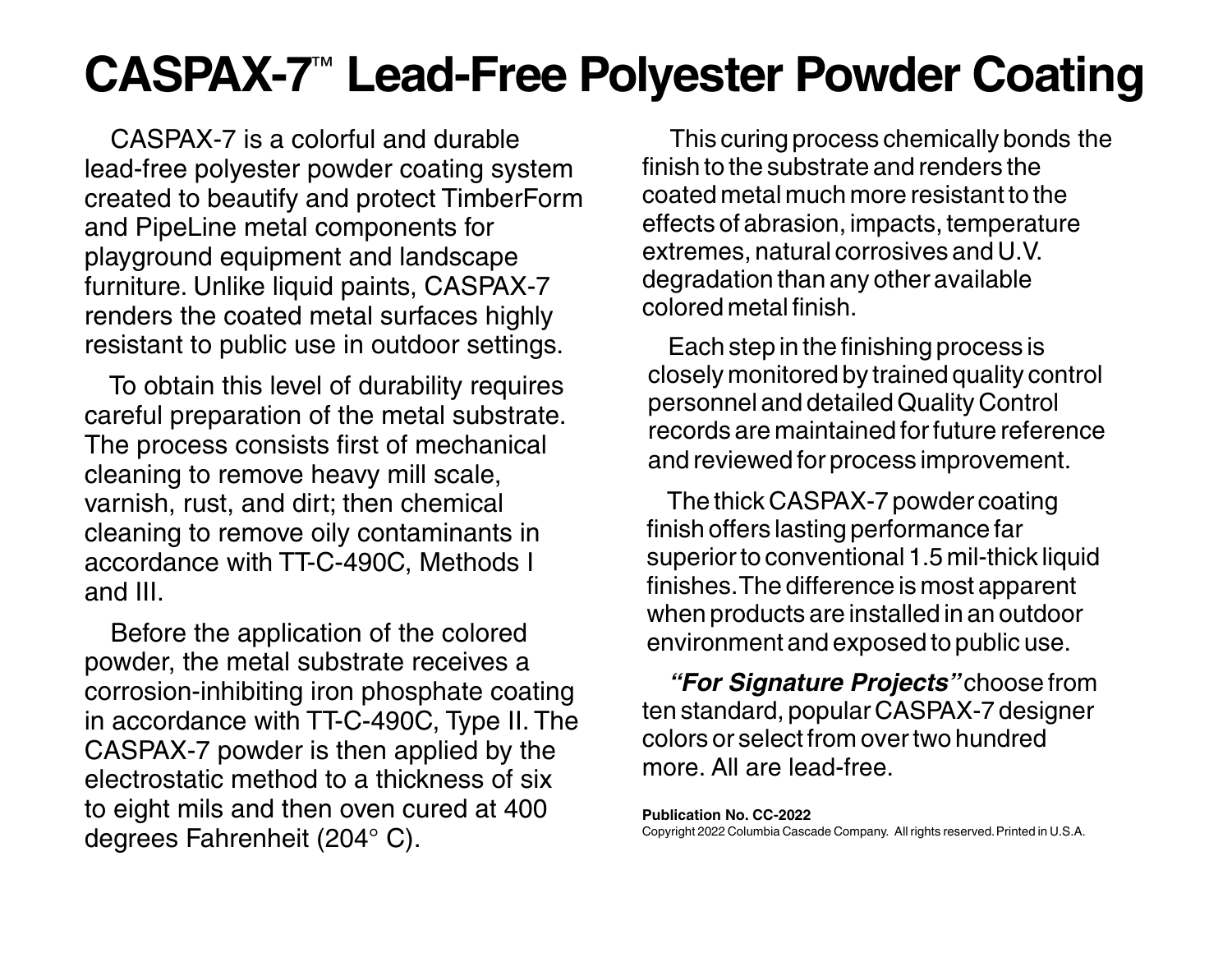# CASPAX-7™ Lead-Free Polyester Powder Coating

CASPAX-7 is a colorful and durable lead-free polyester powder coating system created to beautify and protect TimberForm and PipeLine metal components for playground equipment and landscape furniture. Unlike liquid paints, CASPAX-7 renders the coated metal surfaces highly resistant to public use in outdoor settings.

To obtain this level of durability requires careful preparation of the metal substrate. The process consists first of mechanical cleaning to remove heavy mill scale, varnish, rust, and dirt; then chemical cleaning to remove oily contaminants in accordance with TT-C-490C, Methods I and III.

Before the application of the colored powder, the metal substrate receives a corrosion-inhibiting iron phosphate coating in accordance with TT-C-490C, Type II. The CASPAX-7 powder is then applied by the electrostatic method to a thickness of six to eight mils and then oven cured at 400 degrees Fahrenheit (204° C).

This curing process chemically bonds the finish to the substrate and renders the coated metal much more resistant to the effects of abrasion, impacts, temperature extremes, natural corrosives and U.V. degradation than any other available colored metal finish.

Each step in the finishing process is closely monitored by trained quality control personnel and detailed Quality Control records are maintained for future reference and reviewed for process improvement.

The thick CASPAX-7 powder coating finish offers lasting performance far superior to conventional 1.5 mil-thick liquid finishes. The difference is most apparent when products are installed in an outdoor environment and exposed to public use.

***"For Signature Projects"*** choose from ten standard, popular CASPAX-7 designer colors or select from over two hundred more. All are lead-free.

**Publication No. CC-2022**
Copyright 2022 Columbia Cascade Company. All rights reserved. Printed in U.S.A.